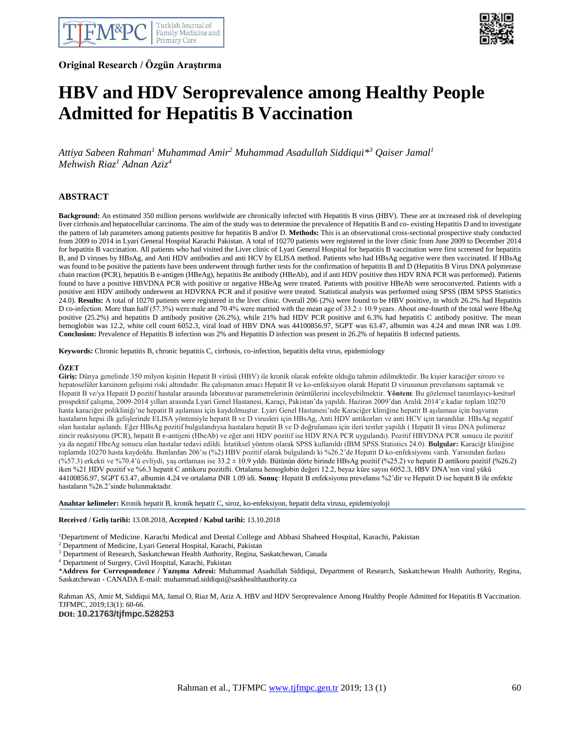Original Research / Özgün Araştırma

# HBV and HDV Seroprevalence among Healthy People Admitted for Hepatitis B Vaccination

*Attiya Sabeen Rahman[1] Muhammad Amir[2] Muhammad Asadullah Siddiqui*[3] Qaiser Jamal[1] Mehwish Riaz[1] Adnan Aziz[4]*

## ABSTRACT

**Background:** An estimated 350 million persons worldwide are chronically infected with Hepatitis B virus (HBV). These are at increased risk of developing liver cirrhosis and hepatocellular carcinoma. The aim of the study was to determine the prevalence of Hepatitis B and co- existing Hepatitis D and to investigate the pattern of lab parameters among patients positive for hepatitis B and/or D. **Methods:** This is an observational cross-sectional prospective study conducted from 2009 to 2014 in Lyari General Hospital Karachi Pakistan. A total of 10270 patients were registered in the liver clinic from June 2009 to December 2014 for hepatitis B vaccination. All patients who had visited the Liver clinic of Lyari General Hospital for hepatitis B vaccination were first screened for hepatitis B, and D viruses by HBsAg, and Anti HDV antibodies and anti HCV by ELISA method. Patients who had HBsAg negative were then vaccinated. If HBsAg was found to be positive the patients have been underwent through further tests for the confirmation of hepatitis B and D (Hepatitis B Virus DNA polymerase chain reaction (PCR), hepatitis B e-antigen (HBeAg), hepatitis Be antibody (HBeAb), and if anti HDV positive then HDV RNA PCR was performed). Patients found to have a positive HBVDNA PCR with positive or negative HBeAg were treated. Patients with positive HBeAb were seroconverted. Patients with a positive anti HDV antibody underwent an HDVRNA PCR and if positive were treated. Statistical analysis was performed using SPSS (IBM SPSS Statistics 24.0). **Results:** A total of 10270 patients were registered in the liver clinic. Overall 206 (2%) were found to be HBV positive, in which 26.2% had Hepatitis D co-infection. More than half (57.3%) were male and 70.4% were married with the mean age of 33.2 ± 10.9 years. About one-fourth of the total were HbeAg positive (25.2%) and hepatitis D antibody positive (26.2%), while 21% had HDV PCR positive and 6.3% had hepatitis C antibody positive. The mean hemoglobin was 12.2, white cell count 6052.3, viral load of HBV DNA was 44100856.97, SGPT was 63.47, albumin was 4.24 and mean INR was 1.09. **Conclusion:** Prevalence of Hepatitis B infection was 2% and Hepatitis D infection was present in 26.2% of hepatitis B infected patients.

**Keywords:** Chronic hepatitis B, chronic hepatitis C, cirrhosis, co-infection, hepatitis delta virus, epidemiology

## ÖZET

**Giriş:** Dünya genelinde 350 milyon kişinin Hepatit B virüsü (HBV) ile kronik olarak enfekte olduğu tahmin edilmektedir. Bu kişiler karaciğer sirozo ve hepatoselüler karsinom gelişimi riski altındadır. Bu çalışmanın amacı Hepatit B ve ko-enfeksiyon olarak Hepatit D virusunun prevelansını saptamak ve Hepatit B ve/ya Hepatit D pozitif hastalar arasında laboratuvar parametrelerinin örüntülerini inceleyebilmektir. **Yöntem**: Bu gözlemsel tanımlayıcı-kesitsel prospektif çalışma, 2009-2014 yılları arasında Lyari Genel Hastanesi, Karaçi, Pakistan'da yapıldı. Haziran 2009'dan Aralık 2014'e kadar toplam 10270 hasta karaciğer polikliniği'ne hepatit B aşılaması için kaydolmuştur. Lyari Genel Hastanesi'nde Karaciğer kliniğine hepatit B aşılaması için başvuran hastaların hepsi ilk gelişlerinde ELISA yöntemiyle hepatit B ve D virusleri için HBsAg, Anti HDV antikorları ve anti HCV için tarandılar. HBsAg negatif olan hastalar aşılandı. Eğer HBsAg pozitif bulgulandıysa hastalara hepatit B ve D doğrulaması için ileri testler yapıldı ( Hepatit B virus DNA polimeraz zincir reaksiyonu (PCR), hepatit B e-antijeni (HbeAb) ve eğer anti HDV pozitif ise HDV RNA PCR uygulandı). Pozitif HBVDNA PCR sonucu ile pozitif ya da negatif HbeAg sonucu olan hastalar tedavi edildi. İstatiksel yöntem olarak SPSS kullanıldı (IBM SPSS Statistics 24.0). **Bulgular:** Karaciğr kliniğine toplamda 10270 hasta kaydoldu. Bunlardan 206'sı (%2) HBV pozitif olarak bulgulandı ki %26.2'de Hepatit D ko-enfeksiyonu vardı. Yarısından fazlası (%57.3) erkekti ve %70.4'ü evliydi, yaş ortlaması ise 33.2 ± 10.9 yıldı. Bütünün dörte birinde HBsAg pozitif (%25.2) ve hepatit D antikoru pozitif (%26.2) iken %21 HDV pozitif ve %6.3 hepatit C antikoru pozitifti. Ortalama hemoglobin değeri 12.2, beyaz küre sayısı 6052.3, HBV DNA'nın viral yükü 44100856.97, SGPT 63.47, albumin 4.24 ve ortalama INR 1.09 idi. **Sonuç**: Hepatit B enfeksiyonu prevelansı %2'dir ve Hepatit D ise hepatit B ile enfekte hastaların %26.2'sinde bulunmaktadır.

**Anahtar kelimeler:** Kronik hepatit B, kronik hepatit C, siroz, ko-enfeksiyon, hepatit delta virusu, epidemiyoloji

**Received / Geliş tarihi:** 13.08.2018, **Accepted / Kabul tarihi:** 13.10.2018

[1]Department of Medicine. Karachi Medical and Dental College and Abbasi Shaheed Hospital, Karachi, Pakistan
[2] Department of Medicine, Lyari General Hospital, Karachi, Pakistan
[3] Department of Research, Saskatchewan Health Authority, Regina, Saskatchewan, Canada
[4] Department of Surgery, Civil Hospital, Karachi, Pakistan
***Address for Correspondence / Yazışma Adresi:** Muhammad Asadullah Siddiqui, Department of Research, Saskatchewan Health Authority, Regina, Saskatchewan - CANADA E-mail: muhammad.siddiqui@saskhealthauthority.ca

Rahman AS, Amir M, Siddiqui MA, Jamal O, Riaz M, Aziz A. HBV and HDV Seroprevalence Among Healthy People Admitted for Hepatitis B Vaccination. TJFMPC, 2019;13(1): 60-66.

**DOI:** 10.21763/tjfmpc.528253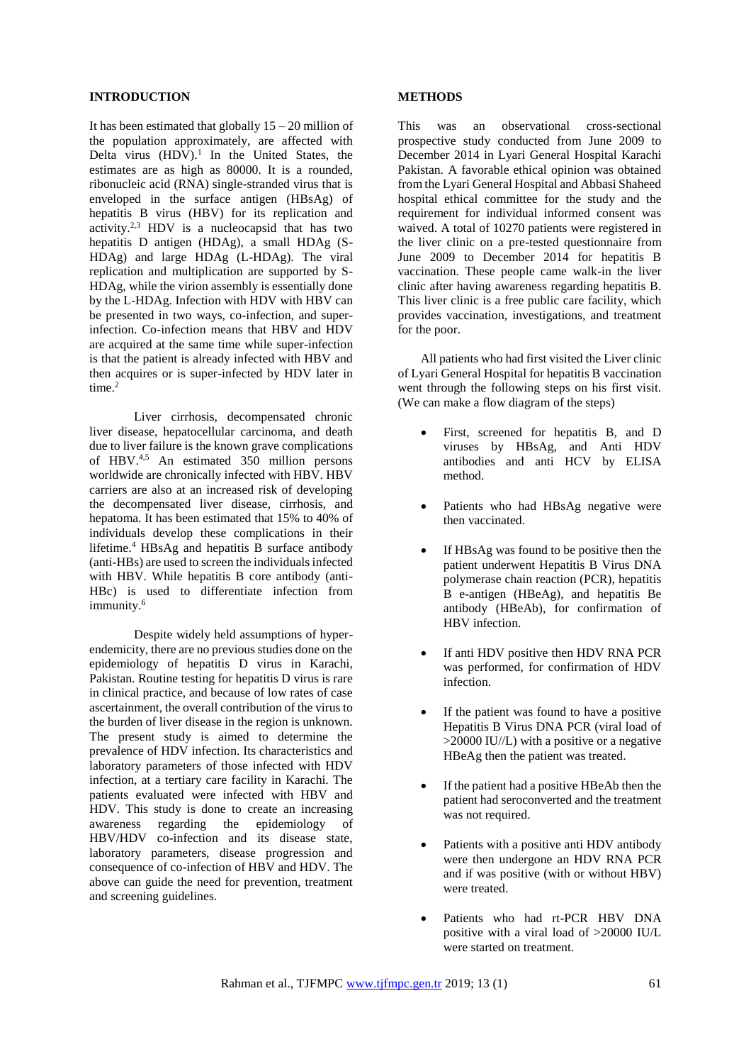## INTRODUCTION

It has been estimated that globally 15 – 20 million of the population approximately, are affected with Delta virus (HDV).[1] In the United States, the estimates are as high as 80000. It is a rounded, ribonucleic acid (RNA) single-stranded virus that is enveloped in the surface antigen (HBsAg) of hepatitis B virus (HBV) for its replication and activity.[2,3] HDV is a nucleocapsid that has two hepatitis D antigen (HDAg), a small HDAg (S-HDAg) and large HDAg (L-HDAg). The viral replication and multiplication are supported by S-HDAg, while the virion assembly is essentially done by the L-HDAg. Infection with HDV with HBV can be presented in two ways, co-infection, and super-infection. Co-infection means that HBV and HDV are acquired at the same time while super-infection is that the patient is already infected with HBV and then acquires or is super-infected by HDV later in time.[2]

Liver cirrhosis, decompensated chronic liver disease, hepatocellular carcinoma, and death due to liver failure is the known grave complications of HBV.[4,5] An estimated 350 million persons worldwide are chronically infected with HBV. HBV carriers are also at an increased risk of developing the decompensated liver disease, cirrhosis, and hepatoma. It has been estimated that 15% to 40% of individuals develop these complications in their lifetime.[4] HBsAg and hepatitis B surface antibody (anti-HBs) are used to screen the individuals infected with HBV. While hepatitis B core antibody (anti-HBc) is used to differentiate infection from immunity.[6]

Despite widely held assumptions of hyper-endemicity, there are no previous studies done on the epidemiology of hepatitis D virus in Karachi, Pakistan. Routine testing for hepatitis D virus is rare in clinical practice, and because of low rates of case ascertainment, the overall contribution of the virus to the burden of liver disease in the region is unknown. The present study is aimed to determine the prevalence of HDV infection. Its characteristics and laboratory parameters of those infected with HDV infection, at a tertiary care facility in Karachi. The patients evaluated were infected with HBV and HDV. This study is done to create an increasing awareness regarding the epidemiology of HBV/HDV co-infection and its disease state, laboratory parameters, disease progression and consequence of co-infection of HBV and HDV. The above can guide the need for prevention, treatment and screening guidelines.

## METHODS

This was an observational cross-sectional prospective study conducted from June 2009 to December 2014 in Lyari General Hospital Karachi Pakistan. A favorable ethical opinion was obtained from the Lyari General Hospital and Abbasi Shaheed hospital ethical committee for the study and the requirement for individual informed consent was waived. A total of 10270 patients were registered in the liver clinic on a pre-tested questionnaire from June 2009 to December 2014 for hepatitis B vaccination. These people came walk-in the liver clinic after having awareness regarding hepatitis B. This liver clinic is a free public care facility, which provides vaccination, investigations, and treatment for the poor.

All patients who had first visited the Liver clinic of Lyari General Hospital for hepatitis B vaccination went through the following steps on his first visit. (We can make a flow diagram of the steps)

- First, screened for hepatitis B, and D viruses by HBsAg, and Anti HDV antibodies and anti HCV by ELISA method.
- Patients who had HBsAg negative were then vaccinated.
- If HBsAg was found to be positive then the patient underwent Hepatitis B Virus DNA polymerase chain reaction (PCR), hepatitis B e-antigen (HBeAg), and hepatitis Be antibody (HBeAb), for confirmation of HBV infection.
- If anti HDV positive then HDV RNA PCR was performed, for confirmation of HDV infection.
- If the patient was found to have a positive Hepatitis B Virus DNA PCR (viral load of >20000 IU//L) with a positive or a negative HBeAg then the patient was treated.
- If the patient had a positive HBeAb then the patient had seroconverted and the treatment was not required.
- Patients with a positive anti HDV antibody were then undergone an HDV RNA PCR and if was positive (with or without HBV) were treated.
- Patients who had rt-PCR HBV DNA positive with a viral load of >20000 IU/L were started on treatment.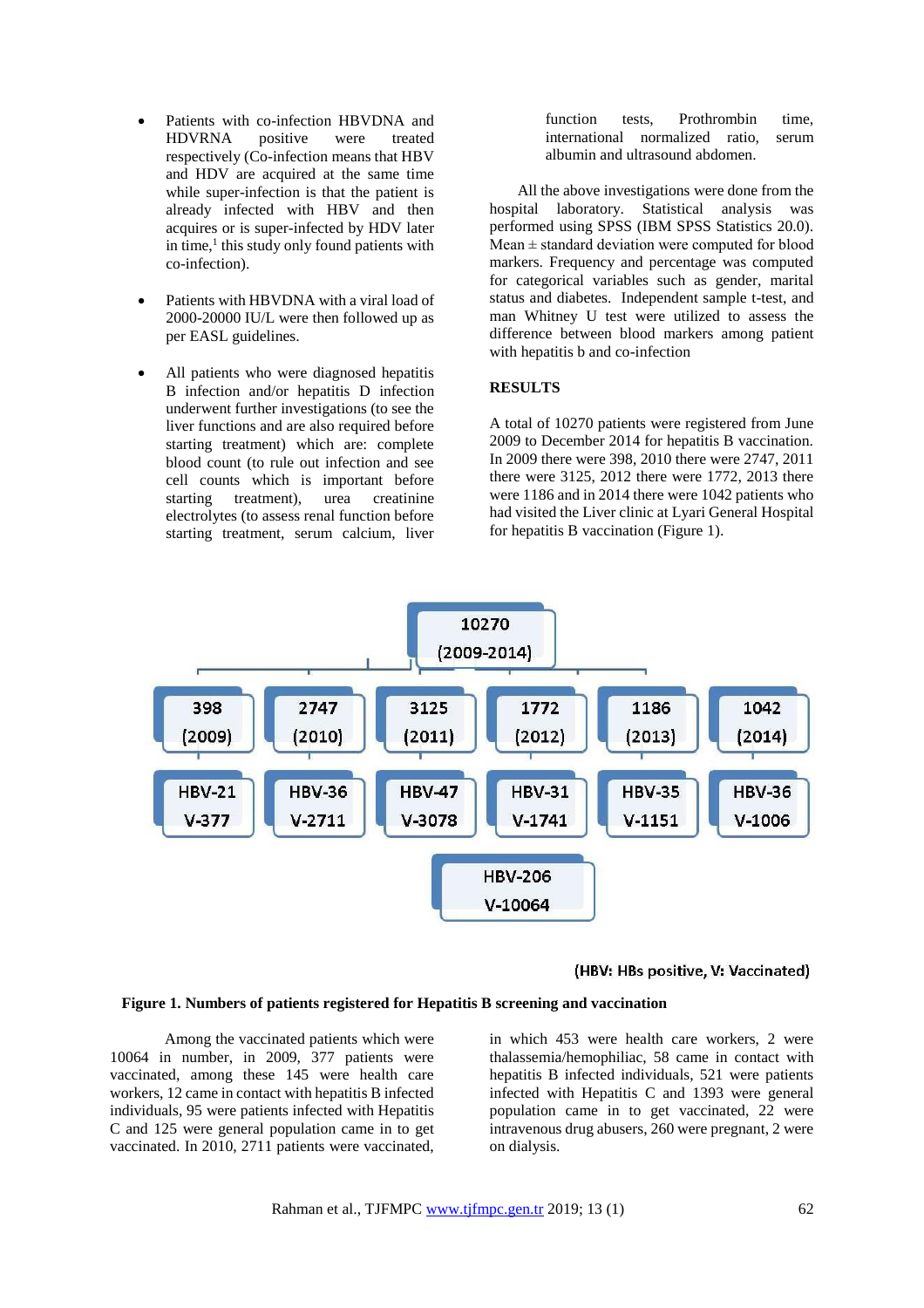- Patients with co-infection HBVDNA and HDVRNA positive were treated respectively (Co-infection means that HBV and HDV are acquired at the same time while super-infection is that the patient is already infected with HBV and then acquires or is super-infected by HDV later in time,[1] this study only found patients with co-infection).

- Patients with HBVDNA with a viral load of 2000-20000 IU/L were then followed up as per EASL guidelines.

- All patients who were diagnosed hepatitis B infection and/or hepatitis D infection underwent further investigations (to see the liver functions and are also required before starting treatment) which are: complete blood count (to rule out infection and see cell counts which is important before starting treatment), urea creatinine electrolytes (to assess renal function before starting treatment, serum calcium, liver function tests, Prothrombin time, international normalized ratio, serum albumin and ultrasound abdomen.

All the above investigations were done from the hospital laboratory. Statistical analysis was performed using SPSS (IBM SPSS Statistics 20.0). Mean ± standard deviation were computed for blood markers. Frequency and percentage was computed for categorical variables such as gender, marital status and diabetes. Independent sample t-test, and man Whitney U test were utilized to assess the difference between blood markers among patient with hepatitis b and co-infection

## RESULTS

A total of 10270 patients were registered from June 2009 to December 2014 for hepatitis B vaccination. In 2009 there were 398, 2010 there were 2747, 2011 there were 3125, 2012 there were 1772, 2013 there were 1186 and in 2014 there were 1042 patients who had visited the Liver clinic at Lyari General Hospital for hepatitis B vaccination (Figure 1).

| 398 (2009) | 2747 (2010) | 3125 (2011) | 1772 (2012) | 1186 (2013) | 1042 (2014) |
|---|---|---|---|---|---|
| HBV-21 V-377 | HBV-36 V-2711 | HBV-47 V-3078 | HBV-31 V-1741 | HBV-35 V-1151 | HBV-36 V-1006 |

Total: 10270 (2009-2014); HBV-206, V-10064

(HBV: HBs positive, V: Vaccinated)

**Figure 1. Numbers of patients registered for Hepatitis B screening and vaccination**

Among the vaccinated patients which were 10064 in number, in 2009, 377 patients were vaccinated, among these 145 were health care workers, 12 came in contact with hepatitis B infected individuals, 95 were patients infected with Hepatitis C and 125 were general population came in to get vaccinated. In 2010, 2711 patients were vaccinated, in which 453 were health care workers, 2 were thalassemia/hemophiliac, 58 came in contact with hepatitis B infected individuals, 521 were patients infected with Hepatitis C and 1393 were general population came in to get vaccinated, 22 were intravenous drug abusers, 260 were pregnant, 2 were on dialysis.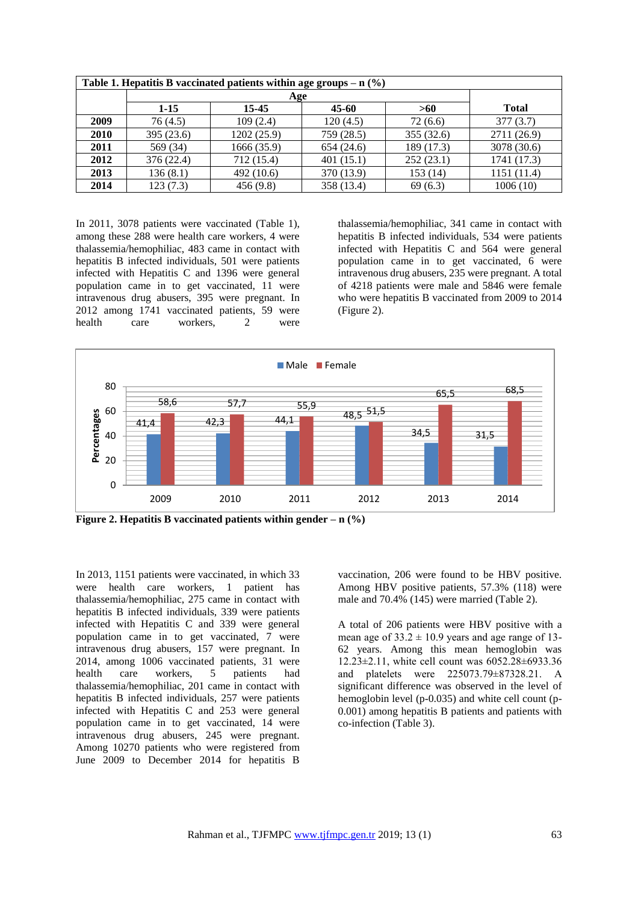**Table 1. Hepatitis B vaccinated patients within age groups – n (%)**

| | Age | | | | Total |
|---|---|---|---|---|---|
| | **1-15** | **15-45** | **45-60** | **>60** | |
| **2009** | 76 (4.5) | 109 (2.4) | 120 (4.5) | 72 (6.6) | 377 (3.7) |
| **2010** | 395 (23.6) | 1202 (25.9) | 759 (28.5) | 355 (32.6) | 2711 (26.9) |
| **2011** | 569 (34) | 1666 (35.9) | 654 (24.6) | 189 (17.3) | 3078 (30.6) |
| **2012** | 376 (22.4) | 712 (15.4) | 401 (15.1) | 252 (23.1) | 1741 (17.3) |
| **2013** | 136 (8.1) | 492 (10.6) | 370 (13.9) | 153 (14) | 1151 (11.4) |
| **2014** | 123 (7.3) | 456 (9.8) | 358 (13.4) | 69 (6.3) | 1006 (10) |

In 2011, 3078 patients were vaccinated (Table 1), among these 288 were health care workers, 4 were thalassemia/hemophiliac, 483 came in contact with hepatitis B infected individuals, 501 were patients infected with Hepatitis C and 1396 were general population came in to get vaccinated, 11 were intravenous drug abusers, 395 were pregnant. In 2012 among 1741 vaccinated patients, 59 were health care workers, 2 were thalassemia/hemophiliac, 341 came in contact with hepatitis B infected individuals, 534 were patients infected with Hepatitis C and 564 were general population came in to get vaccinated, 6 were intravenous drug abusers, 235 were pregnant. A total of 4218 patients were male and 5846 were female who were hepatitis B vaccinated from 2009 to 2014 (Figure 2).

| Year | Male | Female |
|---|---|---|
| 2009 | 41,4 | 58,6 |
| 2010 | 42,3 | 57,7 |
| 2011 | 44,1 | 55,9 |
| 2012 | 48,5 | 51,5 |
| 2013 | 34,5 | 65,5 |
| 2014 | 31,5 | 68,5 |

**Figure 2. Hepatitis B vaccinated patients within gender – n (%)**

In 2013, 1151 patients were vaccinated, in which 33 were health care workers, 1 patient has thalassemia/hemophiliac, 275 came in contact with hepatitis B infected individuals, 339 were patients infected with Hepatitis C and 339 were general population came in to get vaccinated, 7 were intravenous drug abusers, 157 were pregnant. In 2014, among 1006 vaccinated patients, 31 were health care workers, 5 patients had thalassemia/hemophiliac, 201 came in contact with hepatitis B infected individuals, 257 were patients infected with Hepatitis C and 253 were general population came in to get vaccinated, 14 were intravenous drug abusers, 245 were pregnant. Among 10270 patients who were registered from June 2009 to December 2014 for hepatitis B vaccination, 206 were found to be HBV positive. Among HBV positive patients, 57.3% (118) were male and 70.4% (145) were married (Table 2).

A total of 206 patients were HBV positive with a mean age of $33.2 \pm 10.9$ years and age range of 13-62 years. Among this mean hemoglobin was $12.23 \pm 2.11$, white cell count was $6052.28 \pm 6933.36$ and platelets were $225073.79 \pm 87328.21$. A significant difference was observed in the level of hemoglobin level (p-0.035) and white cell count (p-0.001) among hepatitis B patients and patients with co-infection (Table 3).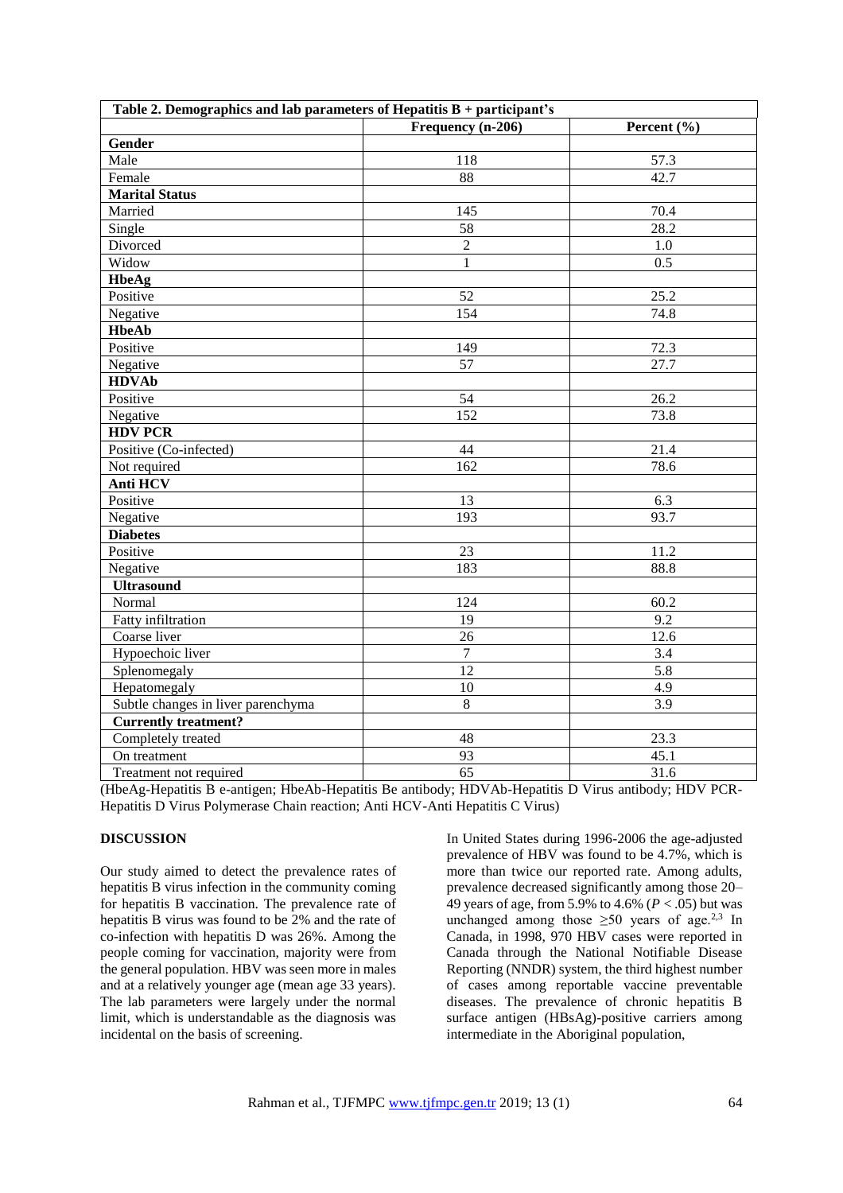**Table 2. Demographics and lab parameters of Hepatitis B + participant's**

| | Frequency (n-206) | Percent (%) |
|---|---|---|
| **Gender** | | |
| Male | 118 | 57.3 |
| Female | 88 | 42.7 |
| **Marital Status** | | |
| Married | 145 | 70.4 |
| Single | 58 | 28.2 |
| Divorced | 2 | 1.0 |
| Widow | 1 | 0.5 |
| **HbeAg** | | |
| Positive | 52 | 25.2 |
| Negative | 154 | 74.8 |
| **HbeAb** | | |
| Positive | 149 | 72.3 |
| Negative | 57 | 27.7 |
| **HDVAb** | | |
| Positive | 54 | 26.2 |
| Negative | 152 | 73.8 |
| **HDV PCR** | | |
| Positive (Co-infected) | 44 | 21.4 |
| Not required | 162 | 78.6 |
| **Anti HCV** | | |
| Positive | 13 | 6.3 |
| Negative | 193 | 93.7 |
| **Diabetes** | | |
| Positive | 23 | 11.2 |
| Negative | 183 | 88.8 |
| **Ultrasound** | | |
| Normal | 124 | 60.2 |
| Fatty infiltration | 19 | 9.2 |
| Coarse liver | 26 | 12.6 |
| Hypoechoic liver | 7 | 3.4 |
| Splenomegaly | 12 | 5.8 |
| Hepatomegaly | 10 | 4.9 |
| Subtle changes in liver parenchyma | 8 | 3.9 |
| **Currently treatment?** | | |
| Completely treated | 48 | 23.3 |
| On treatment | 93 | 45.1 |
| Treatment not required | 65 | 31.6 |

(HbeAg-Hepatitis B e-antigen; HbeAb-Hepatitis Be antibody; HDVAb-Hepatitis D Virus antibody; HDV PCR-Hepatitis D Virus Polymerase Chain reaction; Anti HCV-Anti Hepatitis C Virus)

## DISCUSSION

Our study aimed to detect the prevalence rates of hepatitis B virus infection in the community coming for hepatitis B vaccination. The prevalence rate of hepatitis B virus was found to be 2% and the rate of co-infection with hepatitis D was 26%. Among the people coming for vaccination, majority were from the general population. HBV was seen more in males and at a relatively younger age (mean age 33 years). The lab parameters were largely under the normal limit, which is understandable as the diagnosis was incidental on the basis of screening.

In United States during 1996-2006 the age-adjusted prevalence of HBV was found to be 4.7%, which is more than twice our reported rate. Among adults, prevalence decreased significantly among those 20–49 years of age, from 5.9% to 4.6% ($P < .05$) but was unchanged among those $\geq 50$ years of age.[2,3] In Canada, in 1998, 970 HBV cases were reported in Canada through the National Notifiable Disease Reporting (NNDR) system, the third highest number of cases among reportable vaccine preventable diseases. The prevalence of chronic hepatitis B surface antigen (HBsAg)-positive carriers among intermediate in the Aboriginal population,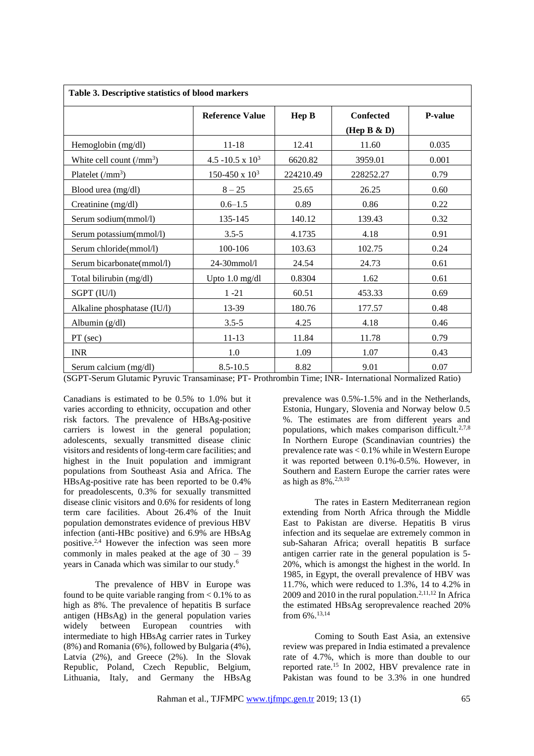**Table 3. Descriptive statistics of blood markers**

| | Reference Value | Hep B | Confected (Hep B & D) | P-value |
|---|---|---|---|---|
| Hemoglobin (mg/dl) | 11-18 | 12.41 | 11.60 | 0.035 |
| White cell count ($/mm^3$) | 4.5 -10.5 x $10^3$ | 6620.82 | 3959.01 | 0.001 |
| Platelet ($/mm^3$) | 150-450 x $10^3$ | 224210.49 | 228252.27 | 0.79 |
| Blood urea (mg/dl) | 8 – 25 | 25.65 | 26.25 | 0.60 |
| Creatinine (mg/dl) | 0.6–1.5 | 0.89 | 0.86 | 0.22 |
| Serum sodium(mmol/l) | 135-145 | 140.12 | 139.43 | 0.32 |
| Serum potassium(mmol/l) | 3.5-5 | 4.1735 | 4.18 | 0.91 |
| Serum chloride(mmol/l) | 100-106 | 103.63 | 102.75 | 0.24 |
| Serum bicarbonate(mmol/l) | 24-30mmol/l | 24.54 | 24.73 | 0.61 |
| Total bilirubin (mg/dl) | Upto 1.0 mg/dl | 0.8304 | 1.62 | 0.61 |
| SGPT (IU/l) | 1 -21 | 60.51 | 453.33 | 0.69 |
| Alkaline phosphatase (IU/l) | 13-39 | 180.76 | 177.57 | 0.48 |
| Albumin (g/dl) | 3.5-5 | 4.25 | 4.18 | 0.46 |
| PT (sec) | 11-13 | 11.84 | 11.78 | 0.79 |
| INR | 1.0 | 1.09 | 1.07 | 0.43 |
| Serum calcium (mg/dl) | 8.5-10.5 | 8.82 | 9.01 | 0.07 |

(SGPT-Serum Glutamic Pyruvic Transaminase; PT- Prothrombin Time; INR- International Normalized Ratio)

Canadians is estimated to be 0.5% to 1.0% but it varies according to ethnicity, occupation and other risk factors. The prevalence of HBsAg-positive carriers is lowest in the general population; adolescents, sexually transmitted disease clinic visitors and residents of long-term care facilities; and highest in the Inuit population and immigrant populations from Southeast Asia and Africa. The HBsAg-positive rate has been reported to be 0.4% for preadolescents, 0.3% for sexually transmitted disease clinic visitors and 0.6% for residents of long term care facilities. About 26.4% of the Inuit population demonstrates evidence of previous HBV infection (anti-HBc positive) and 6.9% are HBsAg positive.[2,4] However the infection was seen more commonly in males peaked at the age of 30 – 39 years in Canada which was similar to our study.[6]

The prevalence of HBV in Europe was found to be quite variable ranging from < 0.1% to as high as 8%. The prevalence of hepatitis B surface antigen (HBsAg) in the general population varies widely between European countries with intermediate to high HBsAg carrier rates in Turkey (8%) and Romania (6%), followed by Bulgaria (4%), Latvia (2%), and Greece (2%). In the Slovak Republic, Poland, Czech Republic, Belgium, Lithuania, Italy, and Germany the HBsAg prevalence was 0.5%-1.5% and in the Netherlands, Estonia, Hungary, Slovenia and Norway below 0.5 %. The estimates are from different years and populations, which makes comparison difficult.[2,7,8] In Northern Europe (Scandinavian countries) the prevalence rate was < 0.1% while in Western Europe it was reported between 0.1%-0.5%. However, in Southern and Eastern Europe the carrier rates were as high as 8%.[2,9,10]

The rates in Eastern Mediterranean region extending from North Africa through the Middle East to Pakistan are diverse. Hepatitis B virus infection and its sequelae are extremely common in sub-Saharan Africa; overall hepatitis B surface antigen carrier rate in the general population is 5-20%, which is amongst the highest in the world. In 1985, in Egypt, the overall prevalence of HBV was 11.7%, which were reduced to 1.3%, 14 to 4.2% in 2009 and 2010 in the rural population.[2,11,12] In Africa the estimated HBsAg seroprevalence reached 20% from 6%.[13,14]

Coming to South East Asia, an extensive review was prepared in India estimated a prevalence rate of 4.7%, which is more than double to our reported rate.[15] In 2002, HBV prevalence rate in Pakistan was found to be 3.3% in one hundred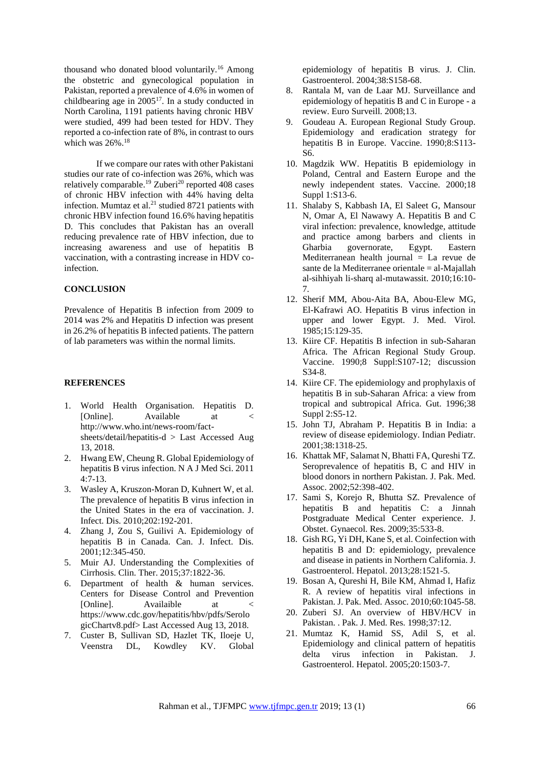thousand who donated blood voluntarily.[16] Among the obstetric and gynecological population in Pakistan, reported a prevalence of 4.6% in women of childbearing age in 2005[17]. In a study conducted in North Carolina, 1191 patients having chronic HBV were studied, 499 had been tested for HDV. They reported a co-infection rate of 8%, in contrast to ours which was 26%.[18]

If we compare our rates with other Pakistani studies our rate of co-infection was 26%, which was relatively comparable.[19] Zuberi[20] reported 408 cases of chronic HBV infection with 44% having delta infection. Mumtaz et al.[21] studied 8721 patients with chronic HBV infection found 16.6% having hepatitis D. This concludes that Pakistan has an overall reducing prevalence rate of HBV infection, due to increasing awareness and use of hepatitis B vaccination, with a contrasting increase in HDV co-infection.

## CONCLUSION

Prevalence of Hepatitis B infection from 2009 to 2014 was 2% and Hepatitis D infection was present in 26.2% of hepatitis B infected patients. The pattern of lab parameters was within the normal limits.

## REFERENCES

1. World Health Organisation. Hepatitis D. [Online]. Available at < http://www.who.int/news-room/fact-sheets/detail/hepatitis-d > Last Accessed Aug 13, 2018.
2. Hwang EW, Cheung R. Global Epidemiology of hepatitis B virus infection. N A J Med Sci. 2011 4:7-13.
3. Wasley A, Kruszon-Moran D, Kuhnert W, et al. The prevalence of hepatitis B virus infection in the United States in the era of vaccination. J. Infect. Dis. 2010;202:192-201.
4. Zhang J, Zou S, Guilivi A. Epidemiology of hepatitis B in Canada. Can. J. Infect. Dis. 2001;12:345-450.
5. Muir AJ. Understanding the Complexities of Cirrhosis. Clin. Ther. 2015;37:1822-36.
6. Department of health & human services. Centers for Disease Control and Prevention [Online]. Availaible at < https://www.cdc.gov/hepatitis/hbv/pdfs/SerologicChartv8.pdf> Last Accessed Aug 13, 2018.
7. Custer B, Sullivan SD, Hazlet TK, Iloeje U, Veenstra DL, Kowdley KV. Global epidemiology of hepatitis B virus. J. Clin. Gastroenterol. 2004;38:S158-68.
8. Rantala M, van de Laar MJ. Surveillance and epidemiology of hepatitis B and C in Europe - a review. Euro Surveill. 2008;13.
9. Goudeau A. European Regional Study Group. Epidemiology and eradication strategy for hepatitis B in Europe. Vaccine. 1990;8:S113-S6.
10. Magdzik WW. Hepatitis B epidemiology in Poland, Central and Eastern Europe and the newly independent states. Vaccine. 2000;18 Suppl 1:S13-6.
11. Shalaby S, Kabbash IA, El Saleet G, Mansour N, Omar A, El Nawawy A. Hepatitis B and C viral infection: prevalence, knowledge, attitude and practice among barbers and clients in Gharbia governorate, Egypt. Eastern Mediterranean health journal = La revue de sante de la Mediterranee orientale = al-Majallah al-sihhiyah li-sharq al-mutawassit. 2010;16:10-7.
12. Sherif MM, Abou-Aita BA, Abou-Elew MG, El-Kafrawi AO. Hepatitis B virus infection in upper and lower Egypt. J. Med. Virol. 1985;15:129-35.
13. Kiire CF. Hepatitis B infection in sub-Saharan Africa. The African Regional Study Group. Vaccine. 1990;8 Suppl:S107-12; discussion S34-8.
14. Kiire CF. The epidemiology and prophylaxis of hepatitis B in sub-Saharan Africa: a view from tropical and subtropical Africa. Gut. 1996;38 Suppl 2:S5-12.
15. John TJ, Abraham P. Hepatitis B in India: a review of disease epidemiology. Indian Pediatr. 2001;38:1318-25.
16. Khattak MF, Salamat N, Bhatti FA, Qureshi TZ. Seroprevalence of hepatitis B, C and HIV in blood donors in northern Pakistan. J. Pak. Med. Assoc. 2002;52:398-402.
17. Sami S, Korejo R, Bhutta SZ. Prevalence of hepatitis B and hepatitis C: a Jinnah Postgraduate Medical Center experience. J. Obstet. Gynaecol. Res. 2009;35:533-8.
18. Gish RG, Yi DH, Kane S, et al. Coinfection with hepatitis B and D: epidemiology, prevalence and disease in patients in Northern California. J. Gastroenterol. Hepatol. 2013;28:1521-5.
19. Bosan A, Qureshi H, Bile KM, Ahmad I, Hafiz R. A review of hepatitis viral infections in Pakistan. J. Pak. Med. Assoc. 2010;60:1045-58.
20. Zuberi SJ. An overview of HBV/HCV in Pakistan. . Pak. J. Med. Res. 1998;37:12.
21. Mumtaz K, Hamid SS, Adil S, et al. Epidemiology and clinical pattern of hepatitis delta virus infection in Pakistan. J. Gastroenterol. Hepatol. 2005;20:1503-7.